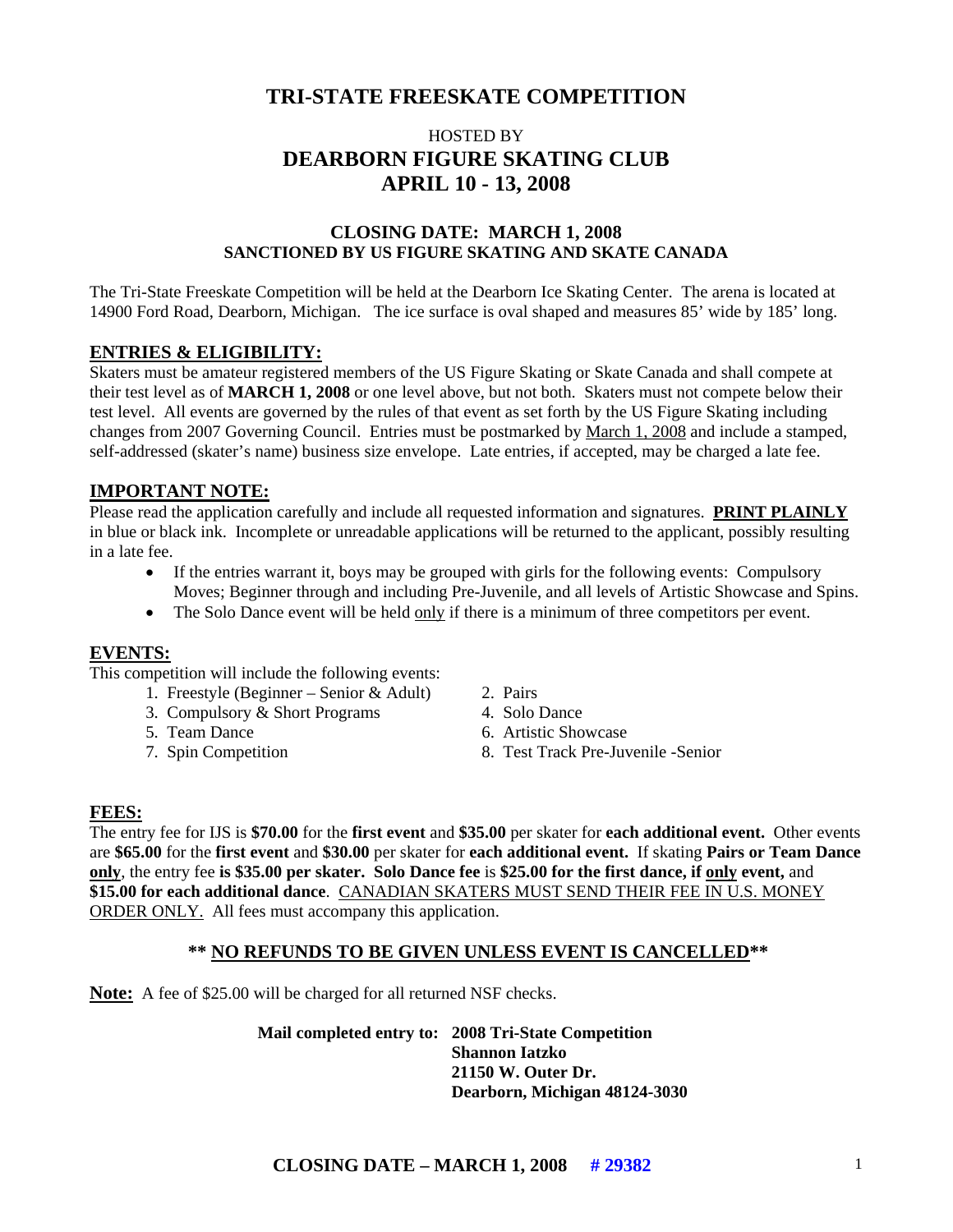# TRI-STATE FREESKATE COMPETITION

HOSTED BY
## DEARBORN FIGURE SKATING CLUB
## APRIL 10 - 13, 2008

**CLOSING DATE: MARCH 1, 2008**
**SANCTIONED BY US FIGURE SKATING AND SKATE CANADA**

The Tri-State Freeskate Competition will be held at the Dearborn Ice Skating Center. The arena is located at 14900 Ford Road, Dearborn, Michigan. The ice surface is oval shaped and measures 85' wide by 185' long.

## ENTRIES & ELIGIBILITY:

Skaters must be amateur registered members of the US Figure Skating or Skate Canada and shall compete at their test level as of **MARCH 1, 2008** or one level above, but not both. Skaters must not compete below their test level. All events are governed by the rules of that event as set forth by the US Figure Skating including changes from 2007 Governing Council. Entries must be postmarked by <u>March 1, 2008</u> and include a stamped, self-addressed (skater's name) business size envelope. Late entries, if accepted, may be charged a late fee.

## IMPORTANT NOTE:

Please read the application carefully and include all requested information and signatures. **<u>PRINT PLAINLY</u>** in blue or black ink. Incomplete or unreadable applications will be returned to the applicant, possibly resulting in a late fee.

- If the entries warrant it, boys may be grouped with girls for the following events: Compulsory Moves; Beginner through and including Pre-Juvenile, and all levels of Artistic Showcase and Spins.
- The Solo Dance event will be held <u>only</u> if there is a minimum of three competitors per event.

## EVENTS:

This competition will include the following events:

1. Freestyle (Beginner – Senior & Adult)
2. Pairs
3. Compulsory & Short Programs
4. Solo Dance
5. Team Dance
6. Artistic Showcase
7. Spin Competition
8. Test Track Pre-Juvenile -Senior

## FEES:

The entry fee for IJS is **$70.00** for the **first event** and **$35.00** per skater for **each additional event.** Other events are **$65.00** for the **first event** and **$30.00** per skater for **each additional event.** If skating **Pairs or Team Dance <u>only</u>**, the entry fee **is $35.00 per skater. Solo Dance fee** is **$25.00 for the first dance, if <u>only</u> event,** and **$15.00 for each additional dance**. <u>CANADIAN SKATERS MUST SEND THEIR FEE IN U.S. MONEY ORDER ONLY.</u> All fees must accompany this application.

**\*\* <u>NO REFUNDS TO BE GIVEN UNLESS EVENT IS CANCELLED</u>\*\***

**<u>Note:</u>** A fee of $25.00 will be charged for all returned NSF checks.

**Mail completed entry to: 2008 Tri-State Competition**
**Shannon Iatzko**
**21150 W. Outer Dr.**
**Dearborn, Michigan 48124-3030**

**CLOSING DATE – MARCH 1, 2008 # 29382**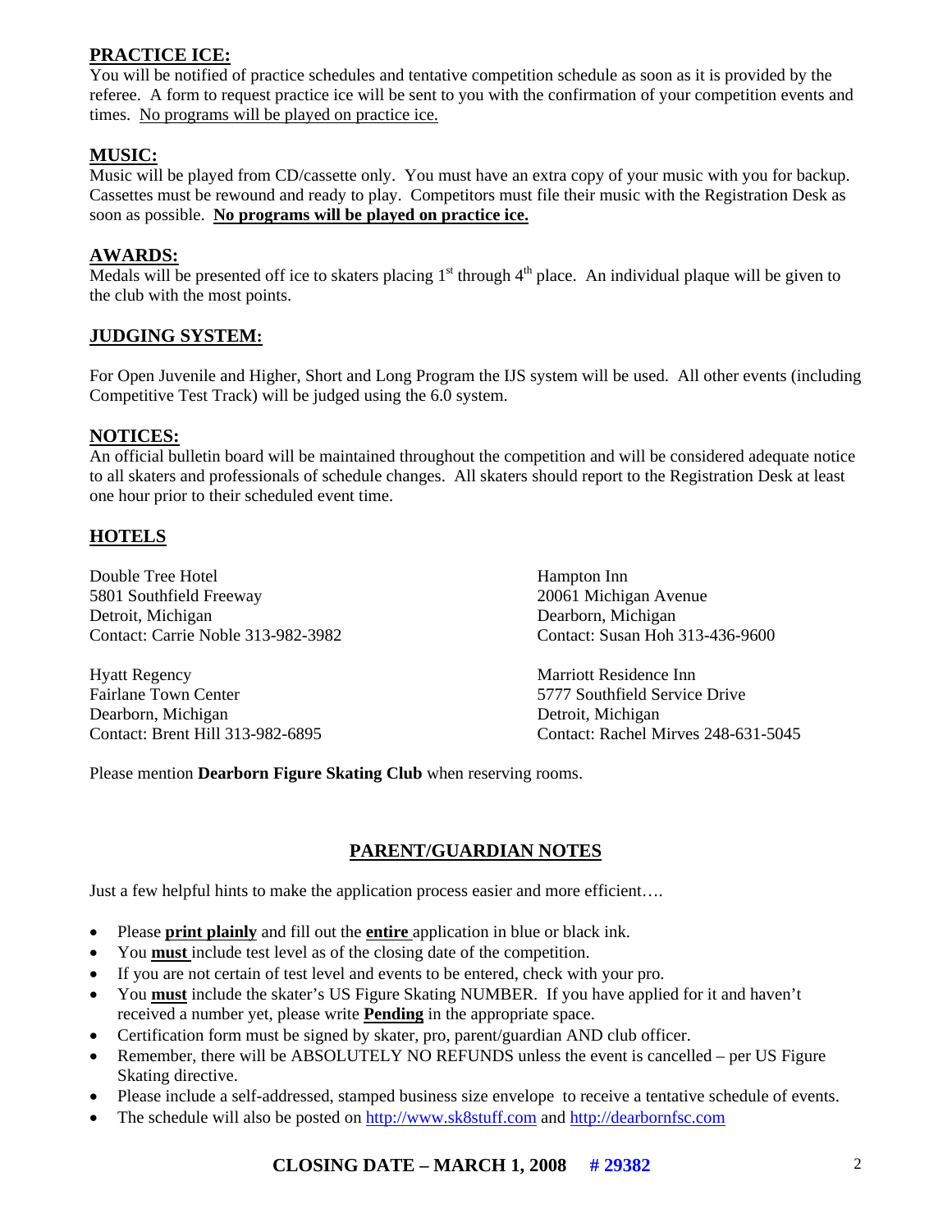## PRACTICE ICE:

You will be notified of practice schedules and tentative competition schedule as soon as it is provided by the referee. A form to request practice ice will be sent to you with the confirmation of your competition events and times. No programs will be played on practice ice.

## MUSIC:

Music will be played from CD/cassette only. You must have an extra copy of your music with you for backup. Cassettes must be rewound and ready to play. Competitors must file their music with the Registration Desk as soon as possible. **No programs will be played on practice ice.**

## AWARDS:

Medals will be presented off ice to skaters placing 1st through 4th place. An individual plaque will be given to the club with the most points.

## JUDGING SYSTEM:

For Open Juvenile and Higher, Short and Long Program the IJS system will be used. All other events (including Competitive Test Track) will be judged using the 6.0 system.

## NOTICES:

An official bulletin board will be maintained throughout the competition and will be considered adequate notice to all skaters and professionals of schedule changes. All skaters should report to the Registration Desk at least one hour prior to their scheduled event time.

## HOTELS

Double Tree Hotel
5801 Southfield Freeway
Detroit, Michigan
Contact: Carrie Noble 313-982-3982

Hampton Inn
20061 Michigan Avenue
Dearborn, Michigan
Contact: Susan Hoh 313-436-9600

Hyatt Regency
Fairlane Town Center
Dearborn, Michigan
Contact: Brent Hill 313-982-6895

Marriott Residence Inn
5777 Southfield Service Drive
Detroit, Michigan
Contact: Rachel Mirves 248-631-5045

Please mention **Dearborn Figure Skating Club** when reserving rooms.

## PARENT/GUARDIAN NOTES

Just a few helpful hints to make the application process easier and more efficient….

- Please **print plainly** and fill out the **entire** application in blue or black ink.
- You **must** include test level as of the closing date of the competition.
- If you are not certain of test level and events to be entered, check with your pro.
- You **must** include the skater's US Figure Skating NUMBER. If you have applied for it and haven't received a number yet, please write **Pending** in the appropriate space.
- Certification form must be signed by skater, pro, parent/guardian AND club officer.
- Remember, there will be ABSOLUTELY NO REFUNDS unless the event is cancelled – per US Figure Skating directive.
- Please include a self-addressed, stamped business size envelope to receive a tentative schedule of events.
- The schedule will also be posted on http://www.sk8stuff.com and http://dearbornfsc.com

**CLOSING DATE – MARCH 1, 2008 # 29382**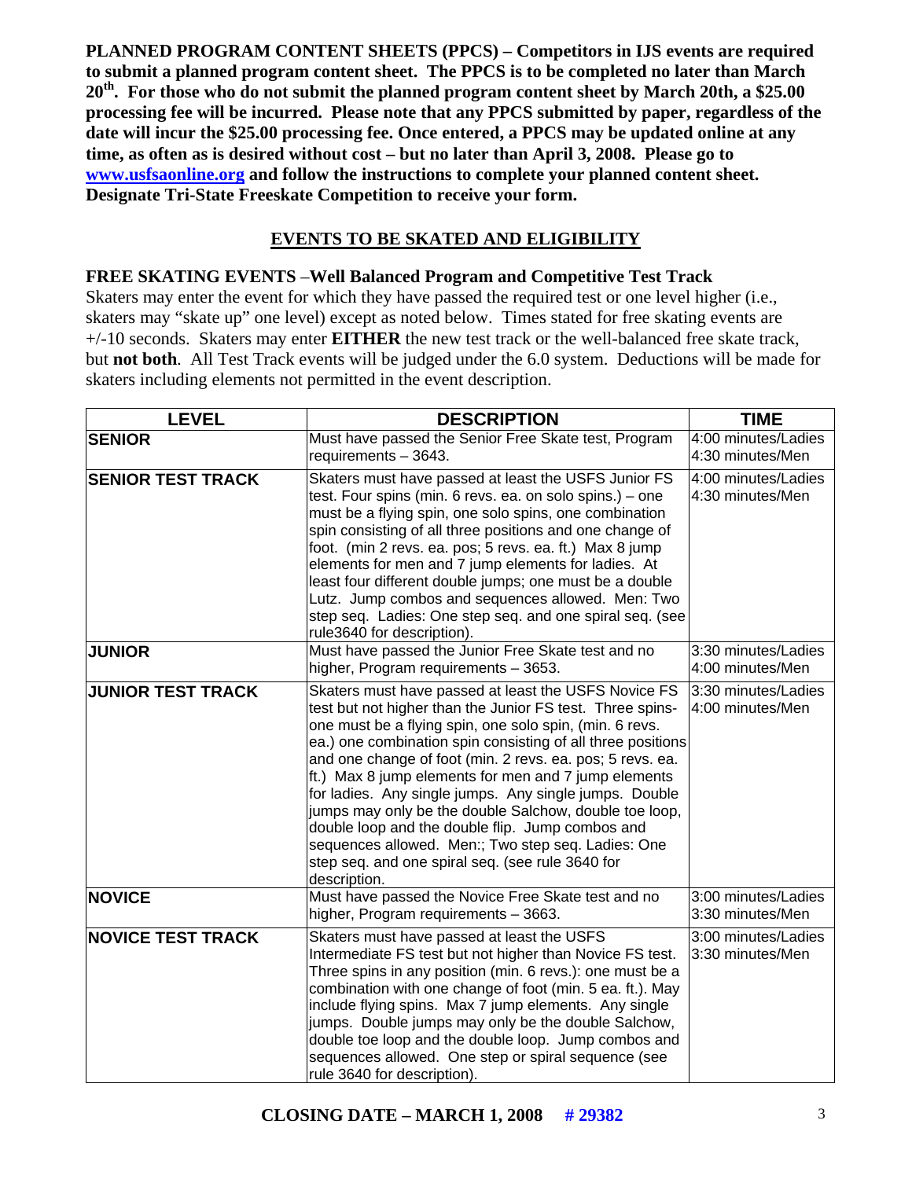**PLANNED PROGRAM CONTENT SHEETS (PPCS) – Competitors in IJS events are required to submit a planned program content sheet. The PPCS is to be completed no later than March 20th. For those who do not submit the planned program content sheet by March 20th, a $25.00 processing fee will be incurred. Please note that any PPCS submitted by paper, regardless of the date will incur the $25.00 processing fee. Once entered, a PPCS may be updated online at any time, as often as is desired without cost – but no later than April 3, 2008. Please go to [www.usfsaonline.org](http://www.usfsaonline.org) and follow the instructions to complete your planned content sheet. Designate Tri-State Freeskate Competition to receive your form.**

## EVENTS TO BE SKATED AND ELIGIBILITY

**FREE SKATING EVENTS –Well Balanced Program and Competitive Test Track**

Skaters may enter the event for which they have passed the required test or one level higher (i.e., skaters may "skate up" one level) except as noted below. Times stated for free skating events are +/-10 seconds. Skaters may enter **EITHER** the new test track or the well-balanced free skate track, but **not both**. All Test Track events will be judged under the 6.0 system. Deductions will be made for skaters including elements not permitted in the event description.

| LEVEL | DESCRIPTION | TIME |
|---|---|---|
| **SENIOR** | Must have passed the Senior Free Skate test, Program requirements – 3643. | 4:00 minutes/Ladies<br>4:30 minutes/Men |
| **SENIOR TEST TRACK** | Skaters must have passed at least the USFS Junior FS test. Four spins (min. 6 revs. ea. on solo spins.) – one must be a flying spin, one solo spins, one combination spin consisting of all three positions and one change of foot. (min 2 revs. ea. pos; 5 revs. ea. ft.) Max 8 jump elements for men and 7 jump elements for ladies. At least four different double jumps; one must be a double Lutz. Jump combos and sequences allowed. Men: Two step seq. Ladies: One step seq. and one spiral seq. (see rule3640 for description). | 4:00 minutes/Ladies<br>4:30 minutes/Men |
| **JUNIOR** | Must have passed the Junior Free Skate test and no higher, Program requirements – 3653. | 3:30 minutes/Ladies<br>4:00 minutes/Men |
| **JUNIOR TEST TRACK** | Skaters must have passed at least the USFS Novice FS test but not higher than the Junior FS test. Three spins-one must be a flying spin, one solo spin, (min. 6 revs. ea.) one combination spin consisting of all three positions and one change of foot (min. 2 revs. ea. pos; 5 revs. ea. ft.) Max 8 jump elements for men and 7 jump elements for ladies. Any single jumps. Any single jumps. Double jumps may only be the double Salchow, double toe loop, double loop and the double flip. Jump combos and sequences allowed. Men:; Two step seq. Ladies: One step seq. and one spiral seq. (see rule 3640 for description. | 3:30 minutes/Ladies<br>4:00 minutes/Men |
| **NOVICE** | Must have passed the Novice Free Skate test and no higher, Program requirements – 3663. | 3:00 minutes/Ladies<br>3:30 minutes/Men |
| **NOVICE TEST TRACK** | Skaters must have passed at least the USFS Intermediate FS test but not higher than Novice FS test. Three spins in any position (min. 6 revs.): one must be a combination with one change of foot (min. 5 ea. ft.). May include flying spins. Max 7 jump elements. Any single jumps. Double jumps may only be the double Salchow, double toe loop and the double loop. Jump combos and sequences allowed. One step or spiral sequence (see rule 3640 for description). | 3:00 minutes/Ladies<br>3:30 minutes/Men |

**CLOSING DATE – MARCH 1, 2008 # 29382**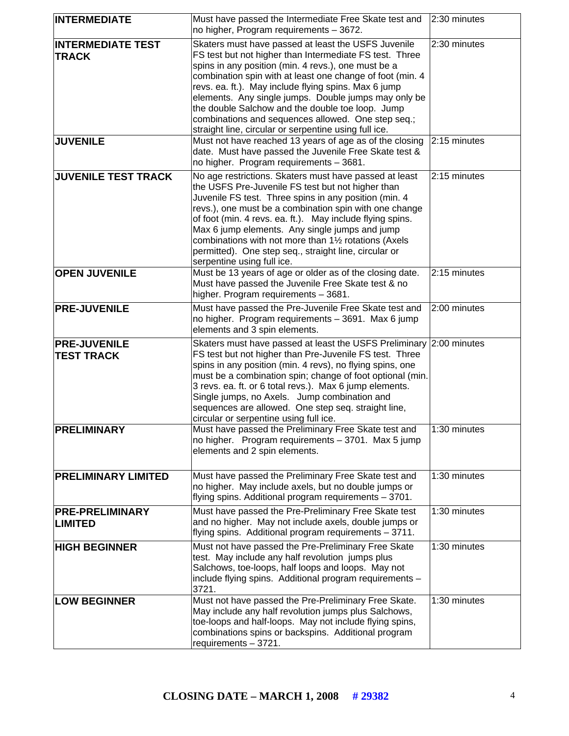| | | |
|---|---|---|
| **INTERMEDIATE** | Must have passed the Intermediate Free Skate test and no higher, Program requirements – 3672. | 2:30 minutes |
| **INTERMEDIATE TEST TRACK** | Skaters must have passed at least the USFS Juvenile FS test but not higher than Intermediate FS test. Three spins in any position (min. 4 revs.), one must be a combination spin with at least one change of foot (min. 4 revs. ea. ft.). May include flying spins. Max 6 jump elements. Any single jumps. Double jumps may only be the double Salchow and the double toe loop. Jump combinations and sequences allowed. One step seq.; straight line, circular or serpentine using full ice. | 2:30 minutes |
| **JUVENILE** | Must not have reached 13 years of age as of the closing date. Must have passed the Juvenile Free Skate test & no higher. Program requirements – 3681. | 2:15 minutes |
| **JUVENILE TEST TRACK** | No age restrictions. Skaters must have passed at least the USFS Pre-Juvenile FS test but not higher than Juvenile FS test. Three spins in any position (min. 4 revs.), one must be a combination spin with one change of foot (min. 4 revs. ea. ft.). May include flying spins. Max 6 jump elements. Any single jumps and jump combinations with not more than 1½ rotations (Axels permitted). One step seq., straight line, circular or serpentine using full ice. | 2:15 minutes |
| **OPEN JUVENILE** | Must be 13 years of age or older as of the closing date. Must have passed the Juvenile Free Skate test & no higher. Program requirements – 3681. | 2:15 minutes |
| **PRE-JUVENILE** | Must have passed the Pre-Juvenile Free Skate test and no higher. Program requirements – 3691. Max 6 jump elements and 3 spin elements. | 2:00 minutes |
| **PRE-JUVENILE TEST TRACK** | Skaters must have passed at least the USFS Preliminary FS test but not higher than Pre-Juvenile FS test. Three spins in any position (min. 4 revs), no flying spins, one must be a combination spin; change of foot optional (min. 3 revs. ea. ft. or 6 total revs.). Max 6 jump elements. Single jumps, no Axels. Jump combination and sequences are allowed. One step seq. straight line, circular or serpentine using full ice. | 2:00 minutes |
| **PRELIMINARY** | Must have passed the Preliminary Free Skate test and no higher. Program requirements – 3701. Max 5 jump elements and 2 spin elements. | 1:30 minutes |
| **PRELIMINARY LIMITED** | Must have passed the Preliminary Free Skate test and no higher. May include axels, but no double jumps or flying spins. Additional program requirements – 3701. | 1:30 minutes |
| **PRE-PRELIMINARY LIMITED** | Must have passed the Pre-Preliminary Free Skate test and no higher. May not include axels, double jumps or flying spins. Additional program requirements – 3711. | 1:30 minutes |
| **HIGH BEGINNER** | Must not have passed the Pre-Preliminary Free Skate test. May include any half revolution jumps plus Salchows, toe-loops, half loops and loops. May not include flying spins. Additional program requirements – 3721. | 1:30 minutes |
| **LOW BEGINNER** | Must not have passed the Pre-Preliminary Free Skate. May include any half revolution jumps plus Salchows, toe-loops and half-loops. May not include flying spins, combinations spins or backspins. Additional program requirements – 3721. | 1:30 minutes |

**CLOSING DATE – MARCH 1, 2008 # 29382**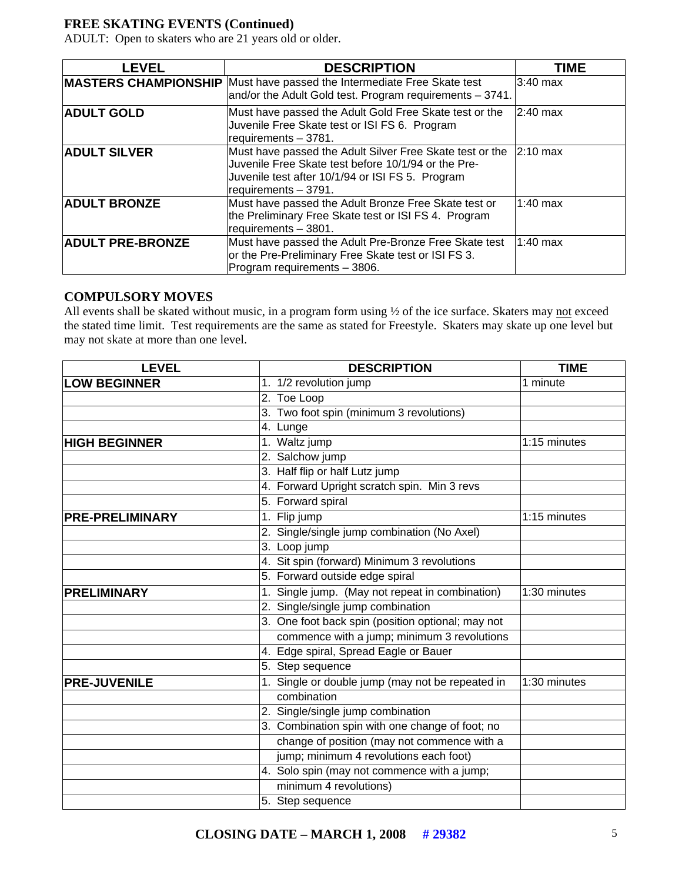## FREE SKATING EVENTS (Continued)

ADULT: Open to skaters who are 21 years old or older.

| LEVEL | DESCRIPTION | TIME |
|---|---|---|
| **MASTERS CHAMPIONSHIP** | Must have passed the Intermediate Free Skate test and/or the Adult Gold test. Program requirements – 3741. | 3:40 max |
| **ADULT GOLD** | Must have passed the Adult Gold Free Skate test or the Juvenile Free Skate test or ISI FS 6. Program requirements – 3781. | 2:40 max |
| **ADULT SILVER** | Must have passed the Adult Silver Free Skate test or the Juvenile Free Skate test before 10/1/94 or the Pre-Juvenile test after 10/1/94 or ISI FS 5. Program requirements – 3791. | 2:10 max |
| **ADULT BRONZE** | Must have passed the Adult Bronze Free Skate test or the Preliminary Free Skate test or ISI FS 4. Program requirements – 3801. | 1:40 max |
| **ADULT PRE-BRONZE** | Must have passed the Adult Pre-Bronze Free Skate test or the Pre-Preliminary Free Skate test or ISI FS 3. Program requirements – 3806. | 1:40 max |

## COMPULSORY MOVES

All events shall be skated without music, in a program form using ½ of the ice surface. Skaters may not exceed the stated time limit. Test requirements are the same as stated for Freestyle. Skaters may skate up one level but may not skate at more than one level.

| LEVEL | DESCRIPTION | TIME |
|---|---|---|
| **LOW BEGINNER** | 1. 1/2 revolution jump | 1 minute |
| | 2. Toe Loop | |
| | 3. Two foot spin (minimum 3 revolutions) | |
| | 4. Lunge | |
| **HIGH BEGINNER** | 1. Waltz jump | 1:15 minutes |
| | 2. Salchow jump | |
| | 3. Half flip or half Lutz jump | |
| | 4. Forward Upright scratch spin. Min 3 revs | |
| | 5. Forward spiral | |
| **PRE-PRELIMINARY** | 1. Flip jump | 1:15 minutes |
| | 2. Single/single jump combination (No Axel) | |
| | 3. Loop jump | |
| | 4. Sit spin (forward) Minimum 3 revolutions | |
| | 5. Forward outside edge spiral | |
| **PRELIMINARY** | 1. Single jump. (May not repeat in combination) | 1:30 minutes |
| | 2. Single/single jump combination | |
| | 3. One foot back spin (position optional; may not commence with a jump; minimum 3 revolutions | |
| | 4. Edge spiral, Spread Eagle or Bauer | |
| | 5. Step sequence | |
| **PRE-JUVENILE** | 1. Single or double jump (may not be repeated in combination | 1:30 minutes |
| | 2. Single/single jump combination | |
| | 3. Combination spin with one change of foot; no change of position (may not commence with a jump; minimum 4 revolutions each foot) | |
| | 4. Solo spin (may not commence with a jump; minimum 4 revolutions) | |
| | 5. Step sequence | |

**CLOSING DATE – MARCH 1, 2008 # 29382**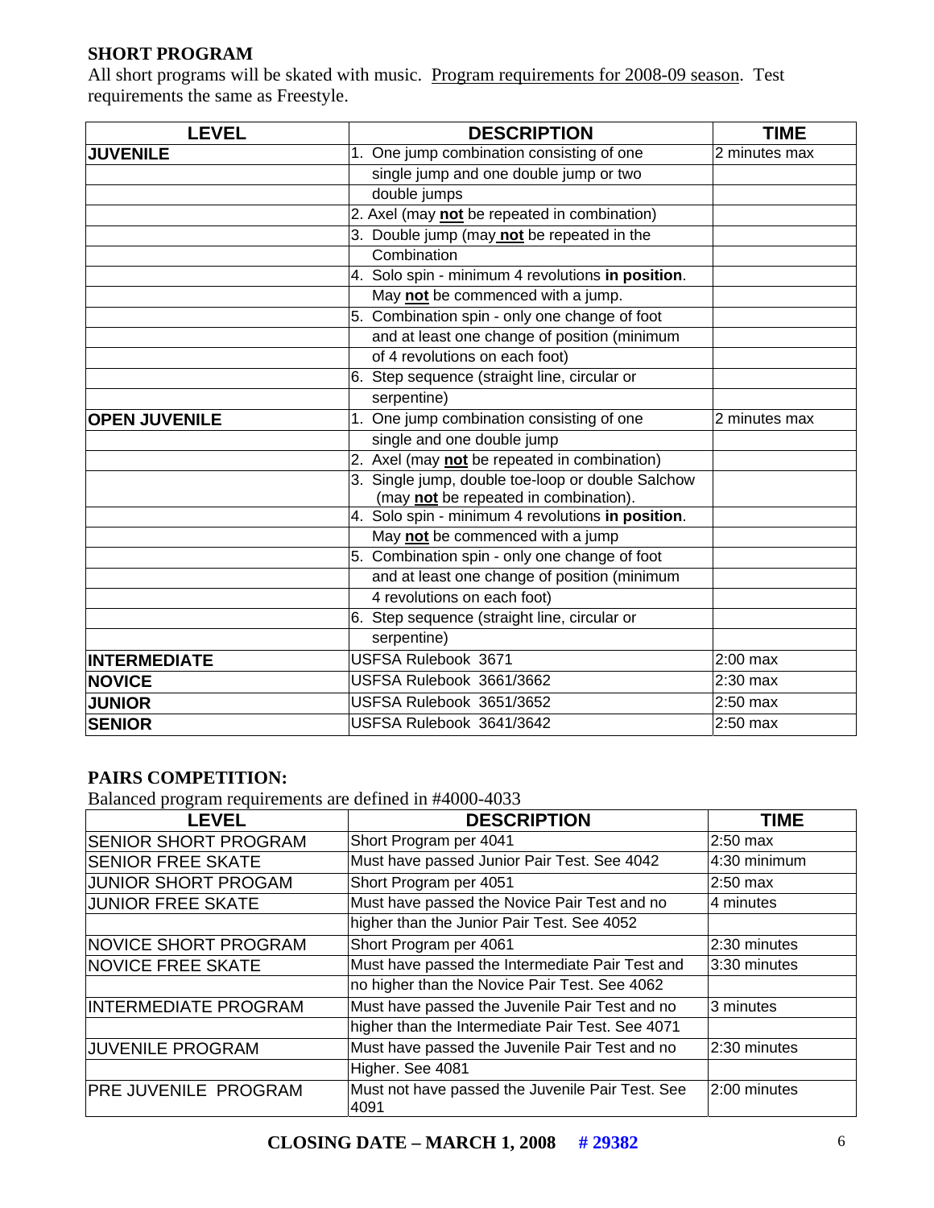## SHORT PROGRAM

All short programs will be skated with music. Program requirements for 2008-09 season. Test requirements the same as Freestyle.

| LEVEL | DESCRIPTION | TIME |
|---|---|---|
| **JUVENILE** | 1. One jump combination consisting of one single jump and one double jump or two double jumps | 2 minutes max |
| | 2. Axel (may **not** be repeated in combination) | |
| | 3. Double jump (may **not** be repeated in the Combination | |
| | 4. Solo spin - minimum 4 revolutions **in position**. May **not** be commenced with a jump. | |
| | 5. Combination spin - only one change of foot and at least one change of position (minimum of 4 revolutions on each foot) | |
| | 6. Step sequence (straight line, circular or serpentine) | |
| **OPEN JUVENILE** | 1. One jump combination consisting of one single and one double jump | 2 minutes max |
| | 2. Axel (may **not** be repeated in combination) | |
| | 3. Single jump, double toe-loop or double Salchow (may **not** be repeated in combination). | |
| | 4. Solo spin - minimum 4 revolutions **in position**. May **not** be commenced with a jump | |
| | 5. Combination spin - only one change of foot and at least one change of position (minimum 4 revolutions on each foot) | |
| | 6. Step sequence (straight line, circular or serpentine) | |
| **INTERMEDIATE** | USFSA Rulebook 3671 | 2:00 max |
| **NOVICE** | USFSA Rulebook 3661/3662 | 2:30 max |
| **JUNIOR** | USFSA Rulebook 3651/3652 | 2:50 max |
| **SENIOR** | USFSA Rulebook 3641/3642 | 2:50 max |

## PAIRS COMPETITION:

Balanced program requirements are defined in #4000-4033

| LEVEL | DESCRIPTION | TIME |
|---|---|---|
| SENIOR SHORT PROGRAM | Short Program per 4041 | 2:50 max |
| SENIOR FREE SKATE | Must have passed Junior Pair Test. See 4042 | 4:30 minimum |
| JUNIOR SHORT PROGAM | Short Program per 4051 | 2:50 max |
| JUNIOR FREE SKATE | Must have passed the Novice Pair Test and no higher than the Junior Pair Test. See 4052 | 4 minutes |
| NOVICE SHORT PROGRAM | Short Program per 4061 | 2:30 minutes |
| NOVICE FREE SKATE | Must have passed the Intermediate Pair Test and no higher than the Novice Pair Test. See 4062 | 3:30 minutes |
| INTERMEDIATE PROGRAM | Must have passed the Juvenile Pair Test and no higher than the Intermediate Pair Test. See 4071 | 3 minutes |
| JUVENILE PROGRAM | Must have passed the Juvenile Pair Test and no Higher. See 4081 | 2:30 minutes |
| PRE JUVENILE PROGRAM | Must not have passed the Juvenile Pair Test. See 4091 | 2:00 minutes |

**CLOSING DATE – MARCH 1, 2008 # 29382**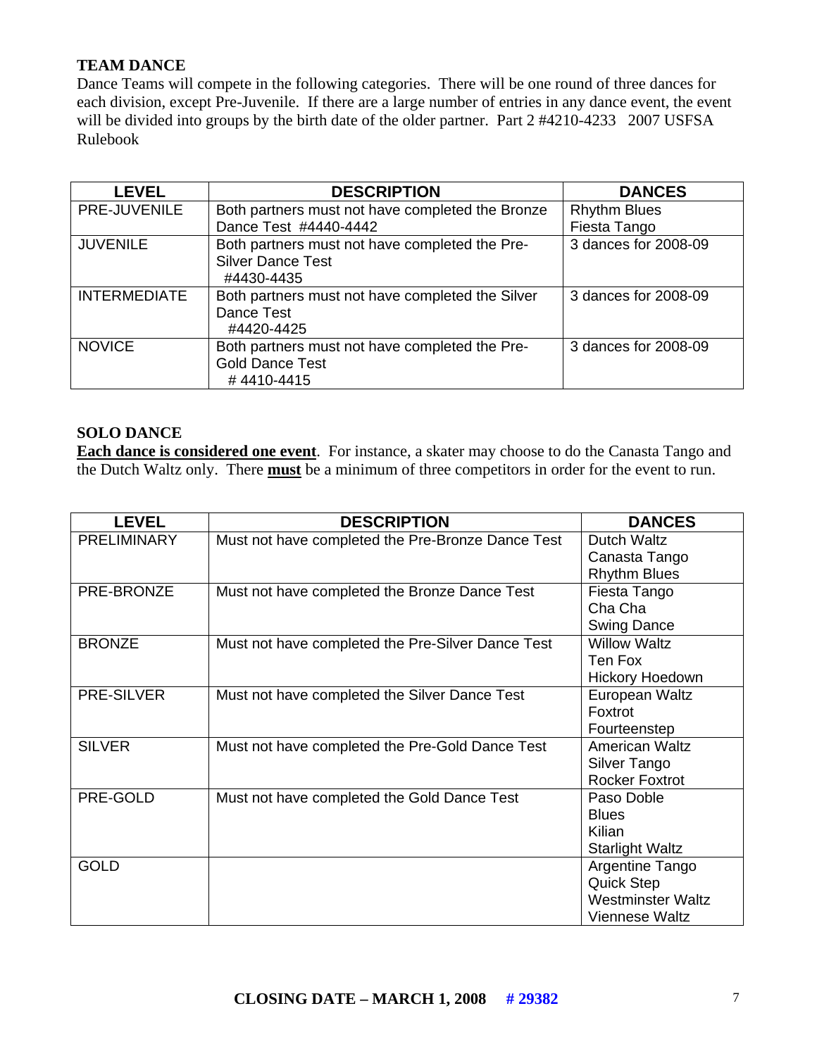**TEAM DANCE**

Dance Teams will compete in the following categories. There will be one round of three dances for each division, except Pre-Juvenile. If there are a large number of entries in any dance event, the event will be divided into groups by the birth date of the older partner. Part 2 #4210-4233 2007 USFSA Rulebook

| LEVEL | DESCRIPTION | DANCES |
|---|---|---|
| PRE-JUVENILE | Both partners must not have completed the Bronze Dance Test #4440-4442 | Rhythm Blues<br>Fiesta Tango |
| JUVENILE | Both partners must not have completed the Pre-Silver Dance Test #4430-4435 | 3 dances for 2008-09 |
| INTERMEDIATE | Both partners must not have completed the Silver Dance Test #4420-4425 | 3 dances for 2008-09 |
| NOVICE | Both partners must not have completed the Pre-Gold Dance Test # 4410-4415 | 3 dances for 2008-09 |

**SOLO DANCE**

**Each dance is considered one event**. For instance, a skater may choose to do the Canasta Tango and the Dutch Waltz only. There **must** be a minimum of three competitors in order for the event to run.

| LEVEL | DESCRIPTION | DANCES |
|---|---|---|
| PRELIMINARY | Must not have completed the Pre-Bronze Dance Test | Dutch Waltz<br>Canasta Tango<br>Rhythm Blues |
| PRE-BRONZE | Must not have completed the Bronze Dance Test | Fiesta Tango<br>Cha Cha<br>Swing Dance |
| BRONZE | Must not have completed the Pre-Silver Dance Test | Willow Waltz<br>Ten Fox<br>Hickory Hoedown |
| PRE-SILVER | Must not have completed the Silver Dance Test | European Waltz<br>Foxtrot<br>Fourteenstep |
| SILVER | Must not have completed the Pre-Gold Dance Test | American Waltz<br>Silver Tango<br>Rocker Foxtrot |
| PRE-GOLD | Must not have completed the Gold Dance Test | Paso Doble<br>Blues<br>Kilian<br>Starlight Waltz |
| GOLD | | Argentine Tango<br>Quick Step<br>Westminster Waltz<br>Viennese Waltz |

**CLOSING DATE – MARCH 1, 2008 # 29382**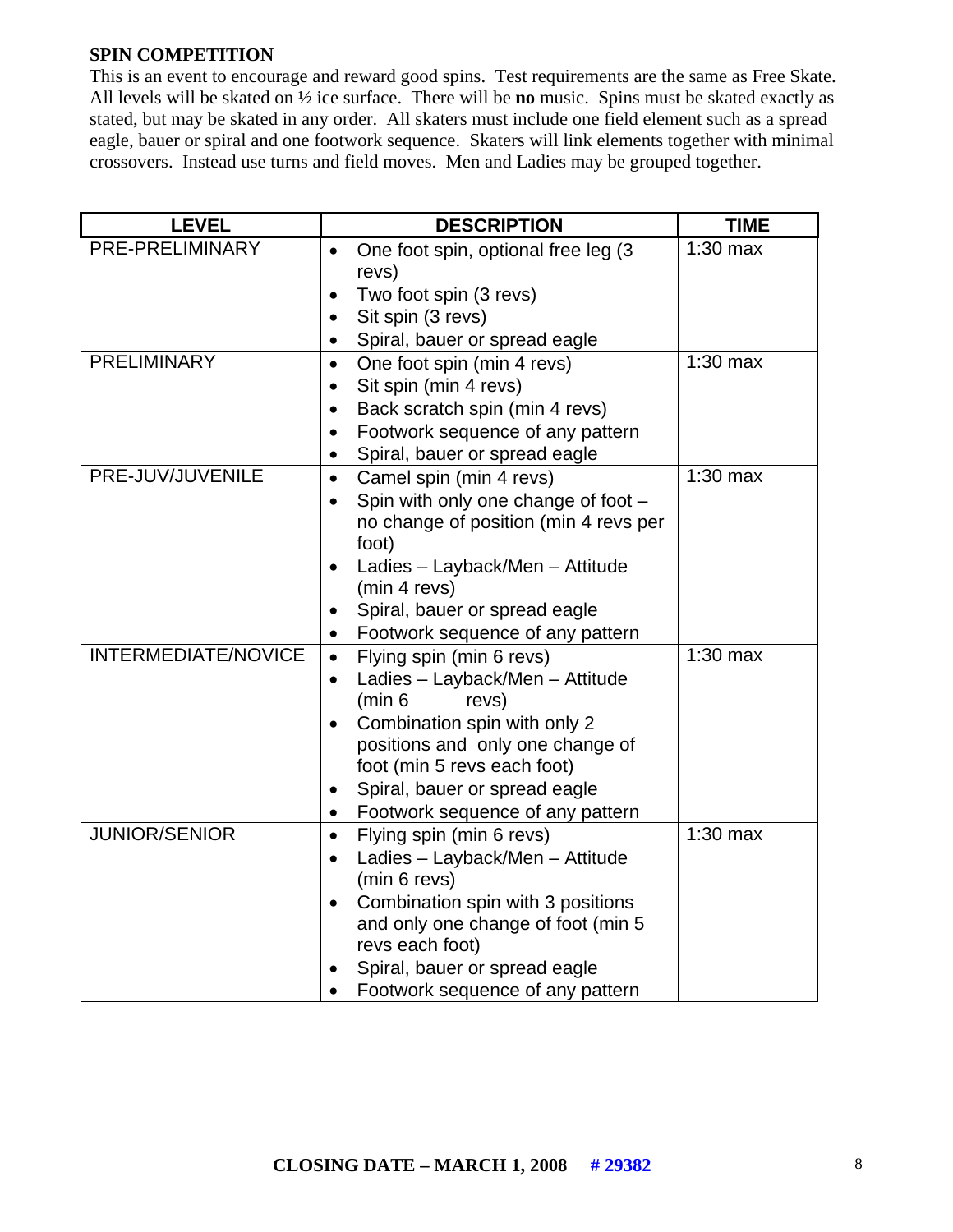**SPIN COMPETITION**

This is an event to encourage and reward good spins. Test requirements are the same as Free Skate. All levels will be skated on ½ ice surface. There will be **no** music. Spins must be skated exactly as stated, but may be skated in any order. All skaters must include one field element such as a spread eagle, bauer or spiral and one footwork sequence. Skaters will link elements together with minimal crossovers. Instead use turns and field moves. Men and Ladies may be grouped together.

| LEVEL | DESCRIPTION | TIME |
|---|---|---|
| PRE-PRELIMINARY | • One foot spin, optional free leg (3 revs)<br>• Two foot spin (3 revs)<br>• Sit spin (3 revs)<br>• Spiral, bauer or spread eagle | 1:30 max |
| PRELIMINARY | • One foot spin (min 4 revs)<br>• Sit spin (min 4 revs)<br>• Back scratch spin (min 4 revs)<br>• Footwork sequence of any pattern<br>• Spiral, bauer or spread eagle | 1:30 max |
| PRE-JUV/JUVENILE | • Camel spin (min 4 revs)<br>• Spin with only one change of foot – no change of position (min 4 revs per foot)<br>• Ladies – Layback/Men – Attitude (min 4 revs)<br>• Spiral, bauer or spread eagle<br>• Footwork sequence of any pattern | 1:30 max |
| INTERMEDIATE/NOVICE | • Flying spin (min 6 revs)<br>• Ladies – Layback/Men – Attitude (min 6 revs)<br>• Combination spin with only 2 positions and only one change of foot (min 5 revs each foot)<br>• Spiral, bauer or spread eagle<br>• Footwork sequence of any pattern | 1:30 max |
| JUNIOR/SENIOR | • Flying spin (min 6 revs)<br>• Ladies – Layback/Men – Attitude (min 6 revs)<br>• Combination spin with 3 positions and only one change of foot (min 5 revs each foot)<br>• Spiral, bauer or spread eagle<br>• Footwork sequence of any pattern | 1:30 max |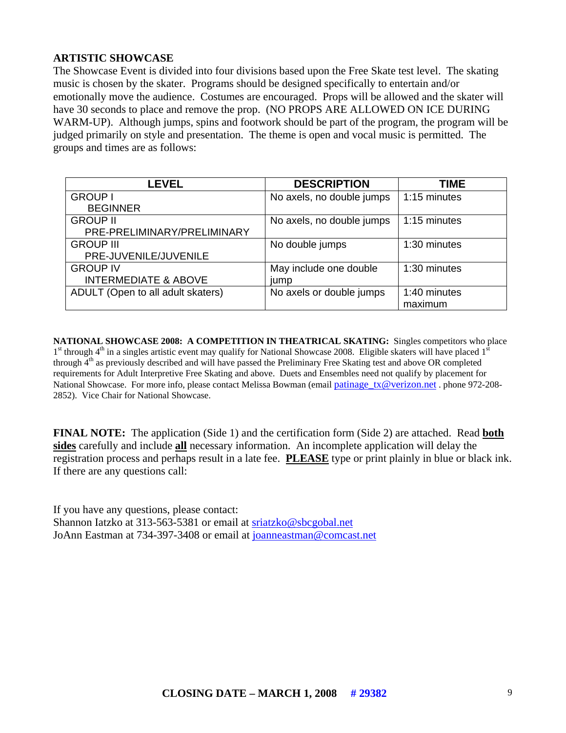## ARTISTIC SHOWCASE

The Showcase Event is divided into four divisions based upon the Free Skate test level. The skating music is chosen by the skater. Programs should be designed specifically to entertain and/or emotionally move the audience. Costumes are encouraged. Props will be allowed and the skater will have 30 seconds to place and remove the prop. (NO PROPS ARE ALLOWED ON ICE DURING WARM-UP). Although jumps, spins and footwork should be part of the program, the program will be judged primarily on style and presentation. The theme is open and vocal music is permitted. The groups and times are as follows:

| LEVEL | DESCRIPTION | TIME |
|---|---|---|
| GROUP I<br>BEGINNER | No axels, no double jumps | 1:15 minutes |
| GROUP II<br>PRE-PRELIMINARY/PRELIMINARY | No axels, no double jumps | 1:15 minutes |
| GROUP III<br>PRE-JUVENILE/JUVENILE | No double jumps | 1:30 minutes |
| GROUP IV<br>INTERMEDIATE & ABOVE | May include one double jump | 1:30 minutes |
| ADULT (Open to all adult skaters) | No axels or double jumps | 1:40 minutes maximum |

**NATIONAL SHOWCASE 2008: A COMPETITION IN THEATRICAL SKATING:** Singles competitors who place 1st through 4th in a singles artistic event may qualify for National Showcase 2008. Eligible skaters will have placed 1st through 4th as previously described and will have passed the Preliminary Free Skating test and above OR completed requirements for Adult Interpretive Free Skating and above. Duets and Ensembles need not qualify by placement for National Showcase. For more info, please contact Melissa Bowman (email patinage_tx@verizon.net . phone 972-208-2852). Vice Chair for National Showcase.

**FINAL NOTE:** The application (Side 1) and the certification form (Side 2) are attached. Read **both sides** carefully and include **all** necessary information. An incomplete application will delay the registration process and perhaps result in a late fee. **PLEASE** type or print plainly in blue or black ink. If there are any questions call:

If you have any questions, please contact:
Shannon Iatzko at 313-563-5381 or email at sriatzko@sbcgobal.net
JoAnn Eastman at 734-397-3408 or email at joanneastman@comcast.net

**CLOSING DATE – MARCH 1, 2008 # 29382**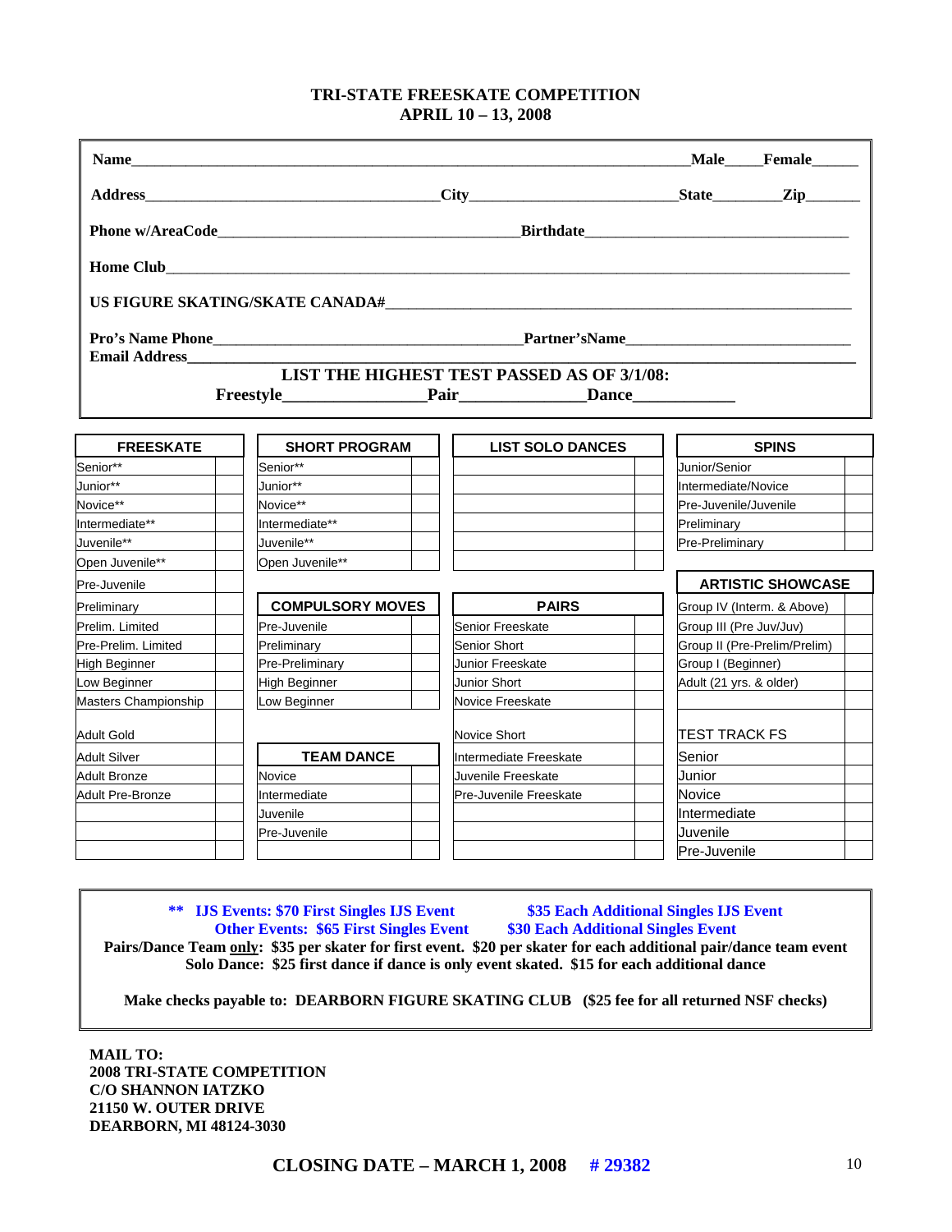## TRI-STATE FREESKATE COMPETITION
## APRIL 10 – 13, 2008

**Name**\_\_\_\_\_\_\_\_\_\_\_\_\_\_\_\_\_\_\_\_\_\_\_\_\_\_\_\_\_\_\_\_\_\_\_\_\_\_\_\_ **Male**\_\_\_\_\_ **Female**\_\_\_\_\_\_

**Address**\_\_\_\_\_\_\_\_\_\_\_\_\_\_\_\_\_\_\_\_\_\_\_\_ **City**\_\_\_\_\_\_\_\_\_\_\_\_\_\_\_\_ **State**\_\_\_\_\_\_\_\_ **Zip**\_\_\_\_\_\_\_

**Phone w/AreaCode**\_\_\_\_\_\_\_\_\_\_\_\_\_\_\_\_\_\_\_\_\_\_\_\_ **Birthdate**\_\_\_\_\_\_\_\_\_\_\_\_\_\_\_\_\_\_\_\_\_\_\_\_

**Home Club**\_\_\_\_\_\_\_\_\_\_\_\_\_\_\_\_\_\_\_\_\_\_\_\_\_\_\_\_\_\_\_\_\_\_\_\_\_\_\_\_\_\_\_\_\_\_\_\_

**US FIGURE SKATING/SKATE CANADA#**\_\_\_\_\_\_\_\_\_\_\_\_\_\_\_\_\_\_\_\_\_\_\_\_\_\_\_\_\_\_\_\_\_\_

**Pro's Name Phone**\_\_\_\_\_\_\_\_\_\_\_\_\_\_\_\_\_\_\_\_\_\_\_\_ **Partner'sName**\_\_\_\_\_\_\_\_\_\_\_\_\_\_\_\_\_\_\_\_\_\_\_\_
**Email Address**\_\_\_\_\_\_\_\_\_\_\_\_\_\_\_\_\_\_\_\_\_\_\_\_\_\_\_\_\_\_\_\_\_\_\_\_\_\_\_\_\_\_\_\_\_\_\_\_

**LIST THE HIGHEST TEST PASSED AS OF 3/1/08:**

**Freestyle**\_\_\_\_\_\_\_\_\_\_\_\_\_\_\_\_ **Pair**\_\_\_\_\_\_\_\_\_\_\_\_\_\_\_ **Dance**\_\_\_\_\_\_\_\_\_\_\_\_

| FREESKATE | | SHORT PROGRAM | | LIST SOLO DANCES | | SPINS | |
|---|---|---|---|---|---|---|---|
| Senior** | | Senior** | | | | Junior/Senior | |
| Junior** | | Junior** | | | | Intermediate/Novice | |
| Novice** | | Novice** | | | | Pre-Juvenile/Juvenile | |
| Intermediate** | | Intermediate** | | | | Preliminary | |
| Juvenile** | | Juvenile** | | | | Pre-Preliminary | |
| Open Juvenile** | | Open Juvenile** | | | | | |
| Pre-Juvenile | | | | | | **ARTISTIC SHOWCASE** | |
| Preliminary | | **COMPULSORY MOVES** | | **PAIRS** | | Group IV (Interm. & Above) | |
| Prelim. Limited | | Pre-Juvenile | | Senior Freeskate | | Group III (Pre Juv/Juv) | |
| Pre-Prelim. Limited | | Preliminary | | Senior Short | | Group II (Pre-Prelim/Prelim) | |
| High Beginner | | Pre-Preliminary | | Junior Freeskate | | Group I (Beginner) | |
| Low Beginner | | High Beginner | | Junior Short | | Adult (21 yrs. & older) | |
| Masters Championship | | Low Beginner | | Novice Freeskate | | | |
| Adult Gold | | | | Novice Short | | TEST TRACK FS | |
| Adult Silver | | **TEAM DANCE** | | Intermediate Freeskate | | Senior | |
| Adult Bronze | | Novice | | Juvenile Freeskate | | Junior | |
| Adult Pre-Bronze | | Intermediate | | Pre-Juvenile Freeskate | | Novice | |
| | | Juvenile | | | | Intermediate | |
| | | Pre-Juvenile | | | | Juvenile | |
| | | | | | | Pre-Juvenile | |

**\*\* IJS Events: $70 First Singles IJS Event** **$35 Each Additional Singles IJS Event**
**Other Events: $65 First Singles Event** **$30 Each Additional Singles Event**
**Pairs/Dance Team only: $35 per skater for first event. $20 per skater for each additional pair/dance team event**
**Solo Dance: $25 first dance if dance is only event skated. $15 for each additional dance**

**Make checks payable to: DEARBORN FIGURE SKATING CLUB ($25 fee for all returned NSF checks)**

**MAIL TO:**
**2008 TRI-STATE COMPETITION**
**C/O SHANNON IATZKO**
**21150 W. OUTER DRIVE**
**DEARBORN, MI 48124-3030**

**CLOSING DATE – MARCH 1, 2008** **# 29382**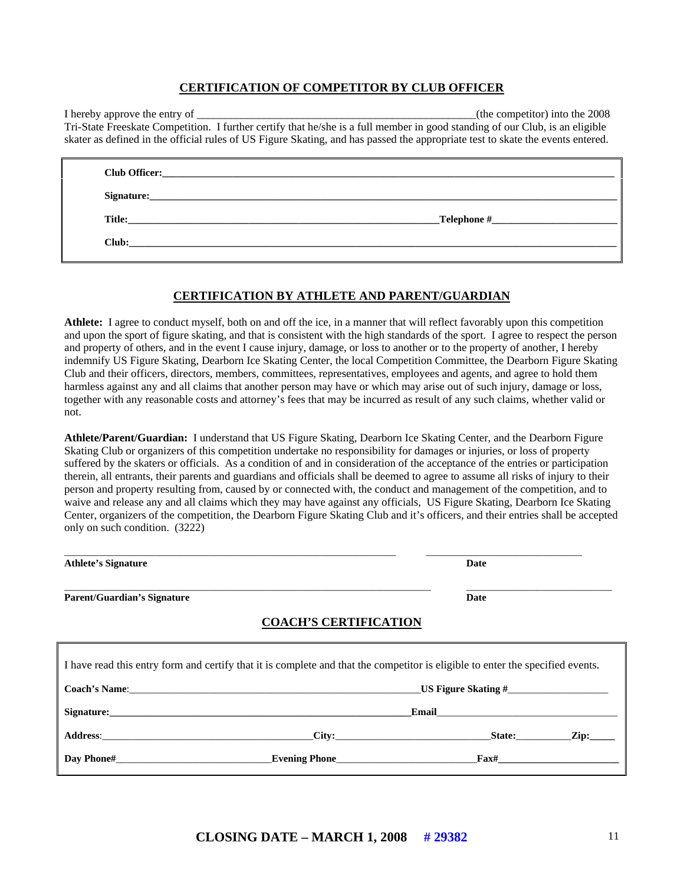## CERTIFICATION OF COMPETITOR BY CLUB OFFICER

I hereby approve the entry of ___________________________________________________(the competitor) into the 2008 Tri-State Freeskate Competition. I further certify that he/she is a full member in good standing of our Club, is an eligible skater as defined in the official rules of US Figure Skating, and has passed the appropriate test to skate the events entered.

**Club Officer:**_______________________________________________________________________________

**Signature:**_________________________________________________________________________________

**Title:**_____________________________________________________**Telephone #**_____________________

**Club:**______________________________________________________________________________________

## CERTIFICATION BY ATHLETE AND PARENT/GUARDIAN

**Athlete:** I agree to conduct myself, both on and off the ice, in a manner that will reflect favorably upon this competition and upon the sport of figure skating, and that is consistent with the high standards of the sport. I agree to respect the person and property of others, and in the event I cause injury, damage, or loss to another or to the property of another, I hereby indemnify US Figure Skating, Dearborn Ice Skating Center, the local Competition Committee, the Dearborn Figure Skating Club and their officers, directors, members, committees, representatives, employees and agents, and agree to hold them harmless against any and all claims that another person may have or which may arise out of such injury, damage or loss, together with any reasonable costs and attorney's fees that may be incurred as result of any such claims, whether valid or not.

**Athlete/Parent/Guardian:** I understand that US Figure Skating, Dearborn Ice Skating Center, and the Dearborn Figure Skating Club or organizers of this competition undertake no responsibility for damages or injuries, or loss of property suffered by the skaters or officials. As a condition of and in consideration of the acceptance of the entries or participation therein, all entrants, their parents and guardians and officials shall be deemed to agree to assume all risks of injury to their person and property resulting from, caused by or connected with, the conduct and management of the competition, and to waive and release any and all claims which they may have against any officials, US Figure Skating, Dearborn Ice Skating Center, organizers of the competition, the Dearborn Figure Skating Club and it's officers, and their entries shall be accepted only on such condition. (3222)

_________________________________________________________________ _____________________________

**Athlete's Signature** **Date**

_________________________________________________________________________ ____________________________

**Parent/Guardian's Signature** **Date**

## COACH'S CERTIFICATION

I have read this entry form and certify that it is complete and that the competitor is eligible to enter the specified events.

**Coach's Name**:_____________________________________________________________**US Figure Skating #**____________________

**Signature:**_______________________________________________________________**Email**____________________________________

**Address**:__________________________________________**City:**_______________________________**State:**___________**Zip:**_____

**Day Phone#**______________________________**Evening Phone**___________________________**Fax#**________________________

**CLOSING DATE – MARCH 1, 2008 # 29382**